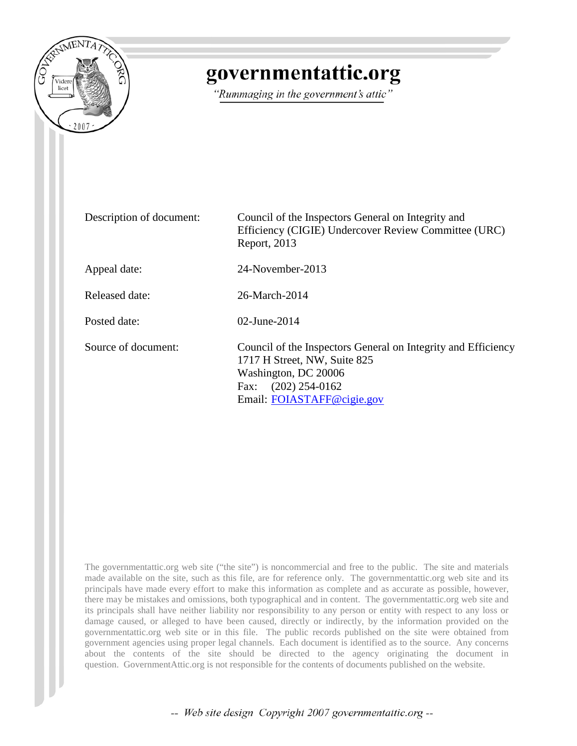# governmentattic.org

*"Rummaging in the government's attic"*

| | |
|---|---|
| Description of document: | Council of the Inspectors General on Integrity and Efficiency (CIGIE) Undercover Review Committee (URC) Report, 2013 |
| Appeal date: | 24-November-2013 |
| Released date: | 26-March-2014 |
| Posted date: | 02-June-2014 |
| Source of document: | Council of the Inspectors General on Integrity and Efficiency<br>1717 H Street, NW, Suite 825<br>Washington, DC 20006<br>Fax: (202) 254-0162<br>Email: FOIASTAFF@cigie.gov |

The governmentattic.org web site ("the site") is noncommercial and free to the public. The site and materials made available on the site, such as this file, are for reference only. The governmentattic.org web site and its principals have made every effort to make this information as complete and as accurate as possible, however, there may be mistakes and omissions, both typographical and in content. The governmentattic.org web site and its principals shall have neither liability nor responsibility to any person or entity with respect to any loss or damage caused, or alleged to have been caused, directly or indirectly, by the information provided on the governmentattic.org web site or in this file. The public records published on the site were obtained from government agencies using proper legal channels. Each document is identified as to the source. Any concerns about the contents of the site should be directed to the agency originating the document in question. GovernmentAttic.org is not responsible for the contents of documents published on the website.

-- Web site design Copyright 2007 governmentattic.org --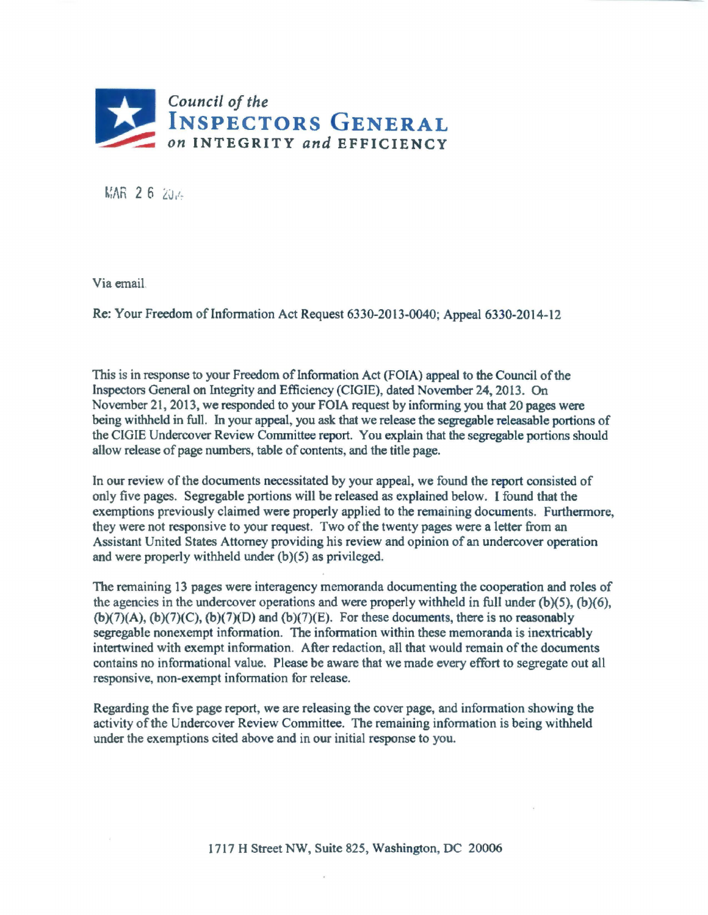# Council of the INSPECTORS GENERAL on INTEGRITY and EFFICIENCY

MAR 2 6 2014

Via email

Re: Your Freedom of Information Act Request 6330-2013-0040; Appeal 6330-2014-12

This is in response to your Freedom of Information Act (FOIA) appeal to the Council of the Inspectors General on Integrity and Efficiency (CIGIE), dated November 24, 2013. On November 21, 2013, we responded to your FOIA request by informing you that 20 pages were being withheld in full. In your appeal, you ask that we release the segregable releasable portions of the CIGIE Undercover Review Committee report. You explain that the segregable portions should allow release of page numbers, table of contents, and the title page.

In our review of the documents necessitated by your appeal, we found the report consisted of only five pages. Segregable portions will be released as explained below. I found that the exemptions previously claimed were properly applied to the remaining documents. Furthermore, they were not responsive to your request. Two of the twenty pages were a letter from an Assistant United States Attorney providing his review and opinion of an undercover operation and were properly withheld under (b)(5) as privileged.

The remaining 13 pages were interagency memoranda documenting the cooperation and roles of the agencies in the undercover operations and were properly withheld in full under (b)(5), (b)(6), (b)(7)(A), (b)(7)(C), (b)(7)(D) and (b)(7)(E). For these documents, there is no reasonably segregable nonexempt information. The information within these memoranda is inextricably intertwined with exempt information. After redaction, all that would remain of the documents contains no informational value. Please be aware that we made every effort to segregate out all responsive, non-exempt information for release.

Regarding the five page report, we are releasing the cover page, and information showing the activity of the Undercover Review Committee. The remaining information is being withheld under the exemptions cited above and in our initial response to you.

1717 H Street NW, Suite 825, Washington, DC 20006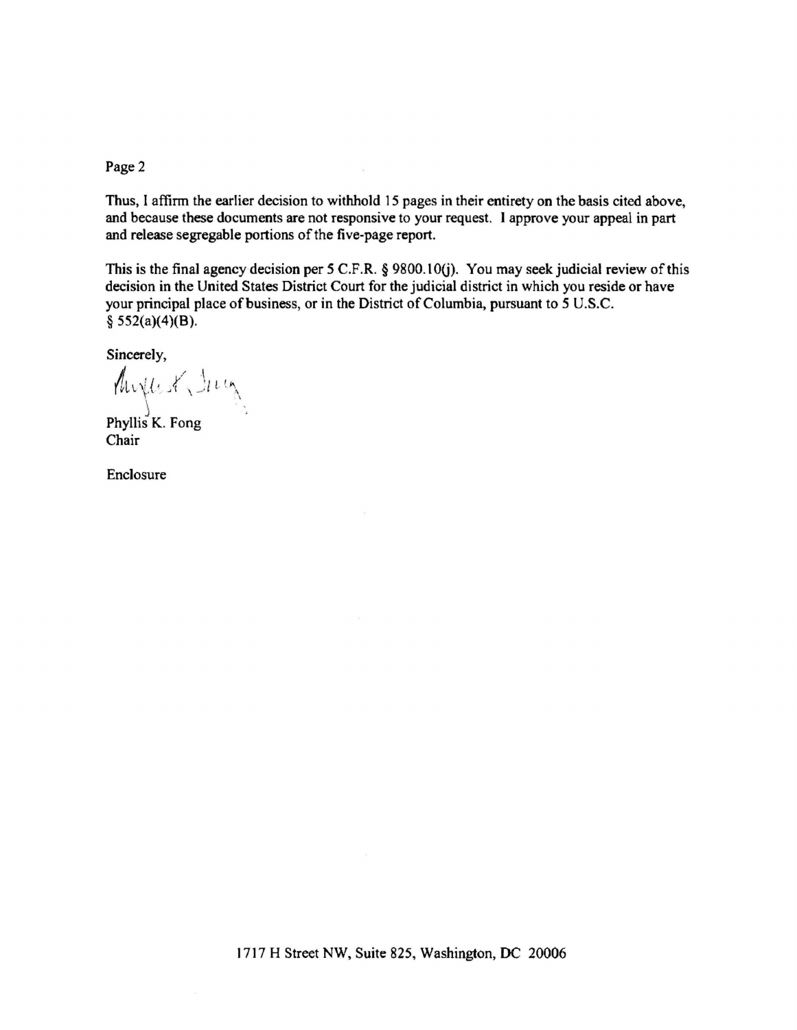Page 2

Thus, I affirm the earlier decision to withhold 15 pages in their entirety on the basis cited above, and because these documents are not responsive to your request. I approve your appeal in part and release segregable portions of the five-page report.

This is the final agency decision per 5 C.F.R. § 9800.10(j). You may seek judicial review of this decision in the United States District Court for the judicial district in which you reside or have your principal place of business, or in the District of Columbia, pursuant to 5 U.S.C. § 552(a)(4)(B).

Sincerely,

Phyllis K. Fong
Chair

Enclosure

1717 H Street NW, Suite 825, Washington, DC 20006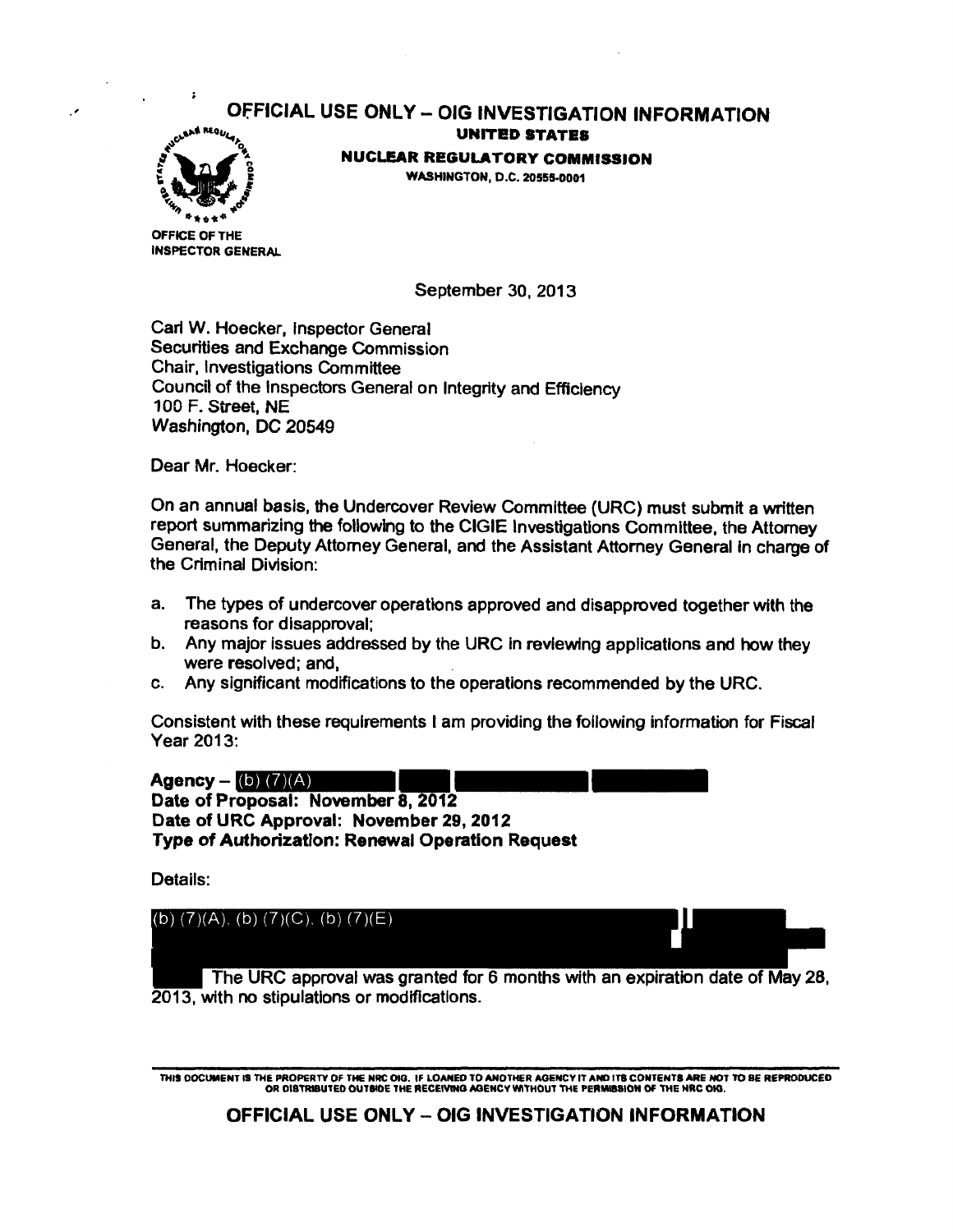OFFICIAL USE ONLY – OIG INVESTIGATION INFORMATION

UNITED STATES
NUCLEAR REGULATORY COMMISSION
WASHINGTON, D.C. 20555-0001

OFFICE OF THE INSPECTOR GENERAL

September 30, 2013

Carl W. Hoecker, Inspector General
Securities and Exchange Commission
Chair, Investigations Committee
Council of the Inspectors General on Integrity and Efficiency
100 F. Street, NE
Washington, DC 20549

Dear Mr. Hoecker:

On an annual basis, the Undercover Review Committee (URC) must submit a written report summarizing the following to the CIGIE Investigations Committee, the Attorney General, the Deputy Attorney General, and the Assistant Attorney General in charge of the Criminal Division:

a. The types of undercover operations approved and disapproved together with the reasons for disapproval;
b. Any major issues addressed by the URC in reviewing applications and how they were resolved; and,
c. Any significant modifications to the operations recommended by the URC.

Consistent with these requirements I am providing the following information for Fiscal Year 2013:

**Agency –** (b) (7)(A)
**Date of Proposal: November 8, 2012**
**Date of URC Approval: November 29, 2012**
**Type of Authorization: Renewal Operation Request**

Details:

(b) (7)(A), (b) (7)(C), (b) (7)(E)

The URC approval was granted for 6 months with an expiration date of May 28, 2013, with no stipulations or modifications.

THIS DOCUMENT IS THE PROPERTY OF THE NRC OIG. IF LOANED TO ANOTHER AGENCY IT AND ITS CONTENTS ARE NOT TO BE REPRODUCED OR DISTRIBUTED OUTSIDE THE RECEIVING AGENCY WITHOUT THE PERMISSION OF THE NRC OIG.

OFFICIAL USE ONLY – OIG INVESTIGATION INFORMATION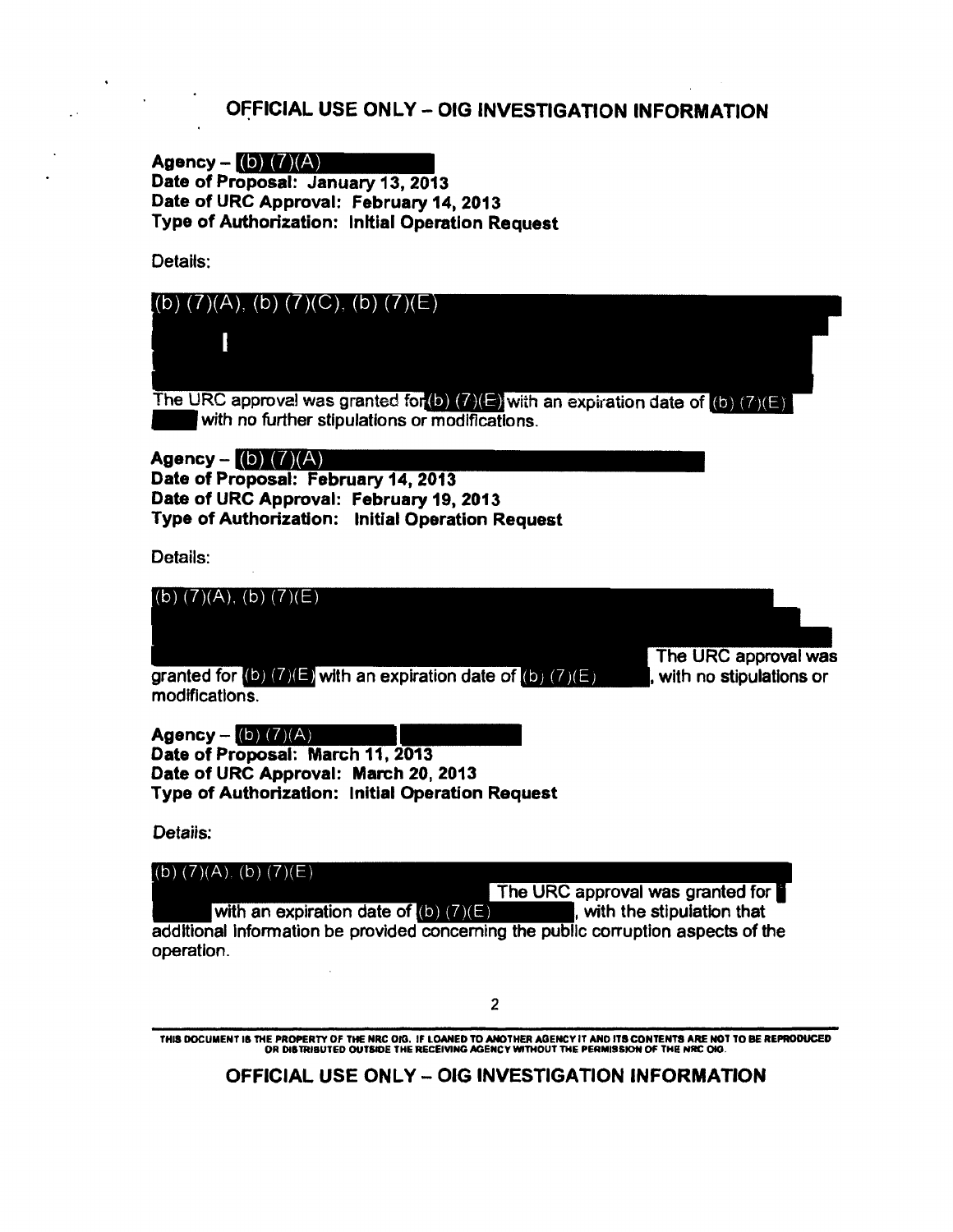**Agency – (b) (7)(A)**
**Date of Proposal: January 13, 2013**
**Date of URC Approval: February 14, 2013**
**Type of Authorization: Initial Operation Request**

Details:

(b) (7)(A), (b) (7)(C), (b) (7)(E)

The URC approval was granted for (b) (7)(E) with an expiration date of (b) (7)(E) with no further stipulations or modifications.

**Agency – (b) (7)(A)**
**Date of Proposal: February 14, 2013**
**Date of URC Approval: February 19, 2013**
**Type of Authorization: Initial Operation Request**

Details:

(b) (7)(A), (b) (7)(E)

The URC approval was granted for (b) (7)(E) with an expiration date of (b) (7)(E), with no stipulations or modifications.

**Agency – (b) (7)(A)**
**Date of Proposal: March 11, 2013**
**Date of URC Approval: March 20, 2013**
**Type of Authorization: Initial Operation Request**

Details:

(b) (7)(A), (b) (7)(E)

The URC approval was granted for with an expiration date of (b) (7)(E), with the stipulation that additional information be provided concerning the public corruption aspects of the operation.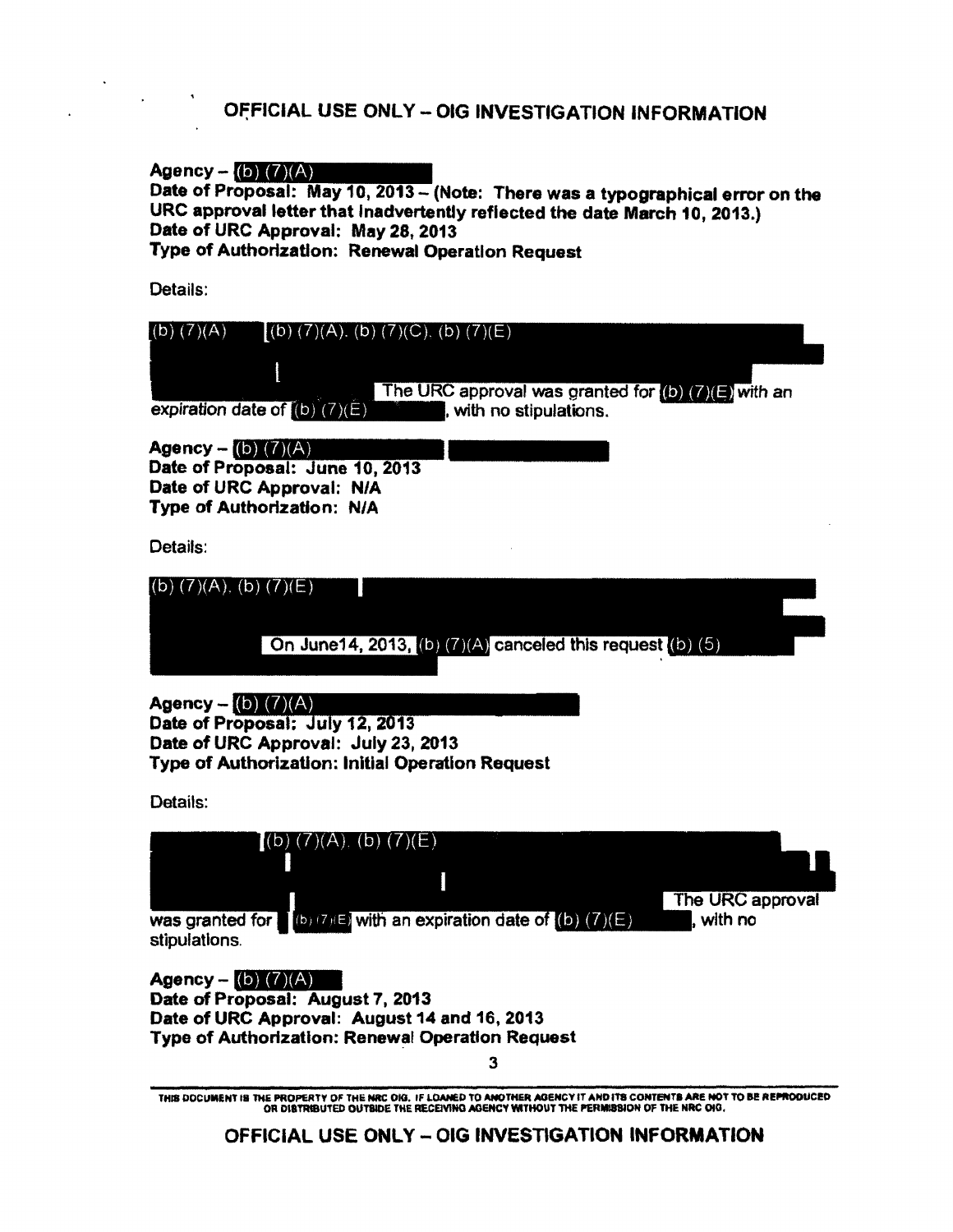**OFFICIAL USE ONLY – OIG INVESTIGATION INFORMATION**

**Agency –** (b) (7)(A)
**Date of Proposal: May 10, 2013 – (Note: There was a typographical error on the URC approval letter that inadvertently reflected the date March 10, 2013.)**
**Date of URC Approval: May 28, 2013**
**Type of Authorization: Renewal Operation Request**

Details:

(b) (7)(A) (b) (7)(A), (b) (7)(C), (b) (7)(E) The URC approval was granted for (b) (7)(E) with an expiration date of (b) (7)(E), with no stipulations.

**Agency –** (b) (7)(A)
**Date of Proposal: June 10, 2013**
**Date of URC Approval: N/A**
**Type of Authorization: N/A**

Details:

(b) (7)(A), (b) (7)(E) On June14, 2013, (b) (7)(A) canceled this request (b) (5)

**Agency –** (b) (7)(A)
**Date of Proposal: July 12, 2013**
**Date of URC Approval: July 23, 2013**
**Type of Authorization: Initial Operation Request**

Details:

(b) (7)(A), (b) (7)(E) The URC approval was granted for (b) (7)(E) with an expiration date of (b) (7)(E), with no stipulations.

**Agency –** (b) (7)(A)
**Date of Proposal: August 7, 2013**
**Date of URC Approval: August 14 and 16, 2013**
**Type of Authorization: Renewal Operation Request**

THIS DOCUMENT IS THE PROPERTY OF THE NRC OIG. IF LOANED TO ANOTHER AGENCY IT AND ITS CONTENTS ARE NOT TO BE REPRODUCED OR DISTRIBUTED OUTSIDE THE RECEIVING AGENCY WITHOUT THE PERMISSION OF THE NRC OIG.

**OFFICIAL USE ONLY – OIG INVESTIGATION INFORMATION**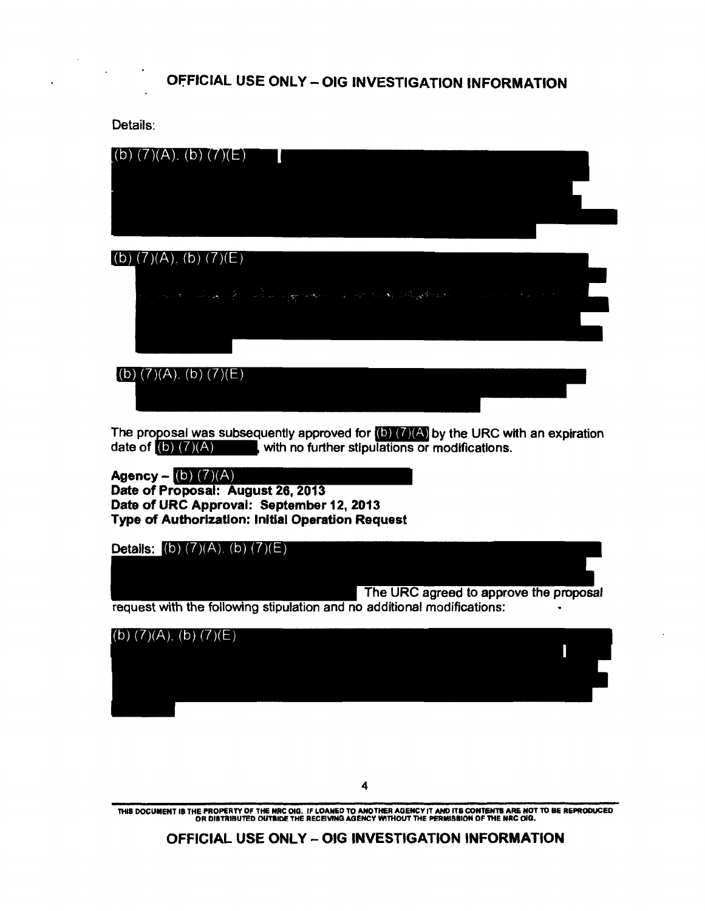Details:

(b) (7)(A), (b) (7)(E)

(b) (7)(A), (b) (7)(E)

(b) (7)(A), (b) (7)(E)

The proposal was subsequently approved for (b) (7)(A) by the URC with an expiration date of (b) (7)(A), with no further stipulations or modifications.

**Agency –** (b) (7)(A)
**Date of Proposal: August 26, 2013**
**Date of URC Approval: September 12, 2013**
**Type of Authorization: Initial Operation Request**

Details: (b) (7)(A), (b) (7)(E) The URC agreed to approve the proposal request with the following stipulation and no additional modifications:

(b) (7)(A), (b) (7)(E)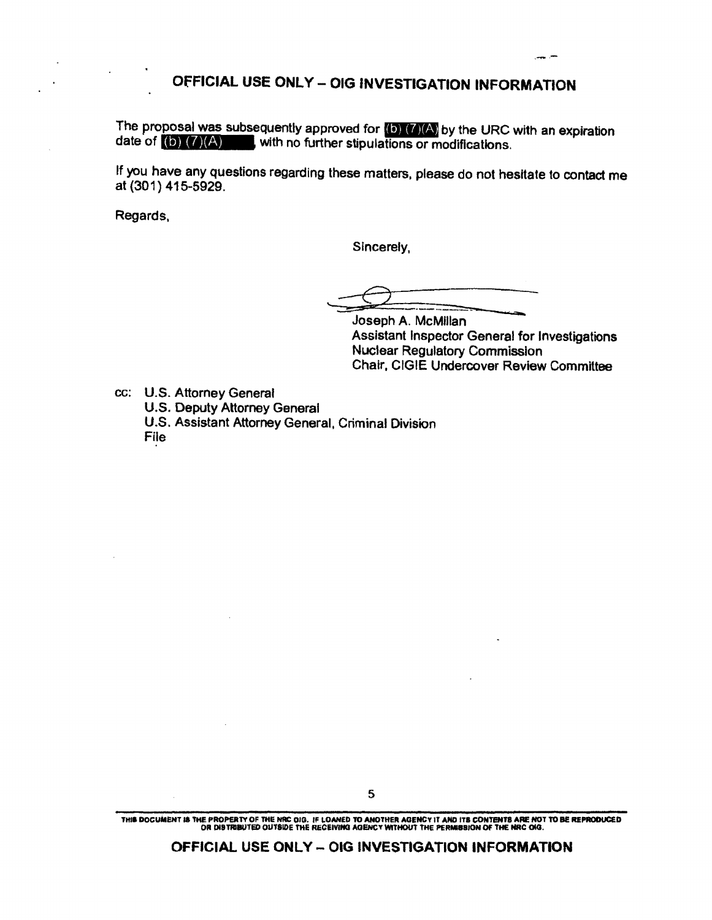The proposal was subsequently approved for (b) (7)(A) by the URC with an expiration date of (b) (7)(A), with no further stipulations or modifications.

If you have any questions regarding these matters, please do not hesitate to contact me at (301) 415-5929.

Regards,

Sincerely,

Joseph A. McMillan
Assistant Inspector General for Investigations
Nuclear Regulatory Commission
Chair, CIGIE Undercover Review Committee

cc: U.S. Attorney General
U.S. Deputy Attorney General
U.S. Assistant Attorney General, Criminal Division
File